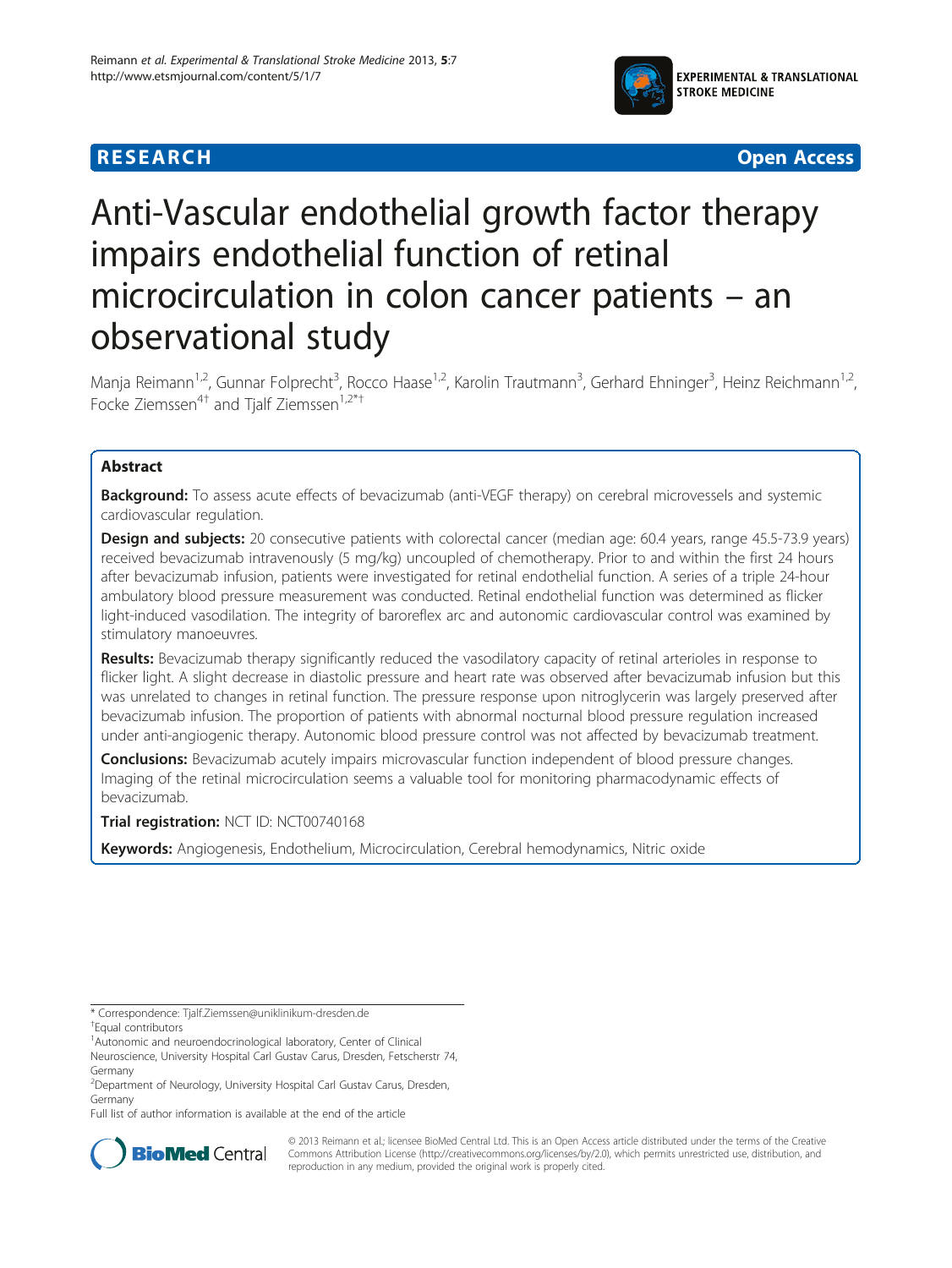**RESEARCH** **Open Access**

# Anti-Vascular endothelial growth factor therapy impairs endothelial function of retinal microcirculation in colon cancer patients – an observational study

Manja Reimann[1,2], Gunnar Folprecht[3], Rocco Haase[1,2], Karolin Trautmann[3], Gerhard Ehninger[3], Heinz Reichmann[1,2], Focke Ziemssen[4†] and Tjalf Ziemssen[1,2*†]

## Abstract

**Background:** To assess acute effects of bevacizumab (anti-VEGF therapy) on cerebral microvessels and systemic cardiovascular regulation.

**Design and subjects:** 20 consecutive patients with colorectal cancer (median age: 60.4 years, range 45.5-73.9 years) received bevacizumab intravenously (5 mg/kg) uncoupled of chemotherapy. Prior to and within the first 24 hours after bevacizumab infusion, patients were investigated for retinal endothelial function. A series of a triple 24-hour ambulatory blood pressure measurement was conducted. Retinal endothelial function was determined as flicker light-induced vasodilation. The integrity of baroreflex arc and autonomic cardiovascular control was examined by stimulatory manoeuvres.

**Results:** Bevacizumab therapy significantly reduced the vasodilatory capacity of retinal arterioles in response to flicker light. A slight decrease in diastolic pressure and heart rate was observed after bevacizumab infusion but this was unrelated to changes in retinal function. The pressure response upon nitroglycerin was largely preserved after bevacizumab infusion. The proportion of patients with abnormal nocturnal blood pressure regulation increased under anti-angiogenic therapy. Autonomic blood pressure control was not affected by bevacizumab treatment.

**Conclusions:** Bevacizumab acutely impairs microvascular function independent of blood pressure changes. Imaging of the retinal microcirculation seems a valuable tool for monitoring pharmacodynamic effects of bevacizumab.

**Trial registration:** NCT ID: NCT00740168

**Keywords:** Angiogenesis, Endothelium, Microcirculation, Cerebral hemodynamics, Nitric oxide

\* Correspondence: Tjalf.Ziemssen@uniklinikum-dresden.de
†Equal contributors
[1]Autonomic and neuroendocrinological laboratory, Center of Clinical Neuroscience, University Hospital Carl Gustav Carus, Dresden, Fetscherstr 74, Germany
[2]Department of Neurology, University Hospital Carl Gustav Carus, Dresden, Germany
Full list of author information is available at the end of the article

© 2013 Reimann et al.; licensee BioMed Central Ltd. This is an Open Access article distributed under the terms of the Creative Commons Attribution License (http://creativecommons.org/licenses/by/2.0), which permits unrestricted use, distribution, and reproduction in any medium, provided the original work is properly cited.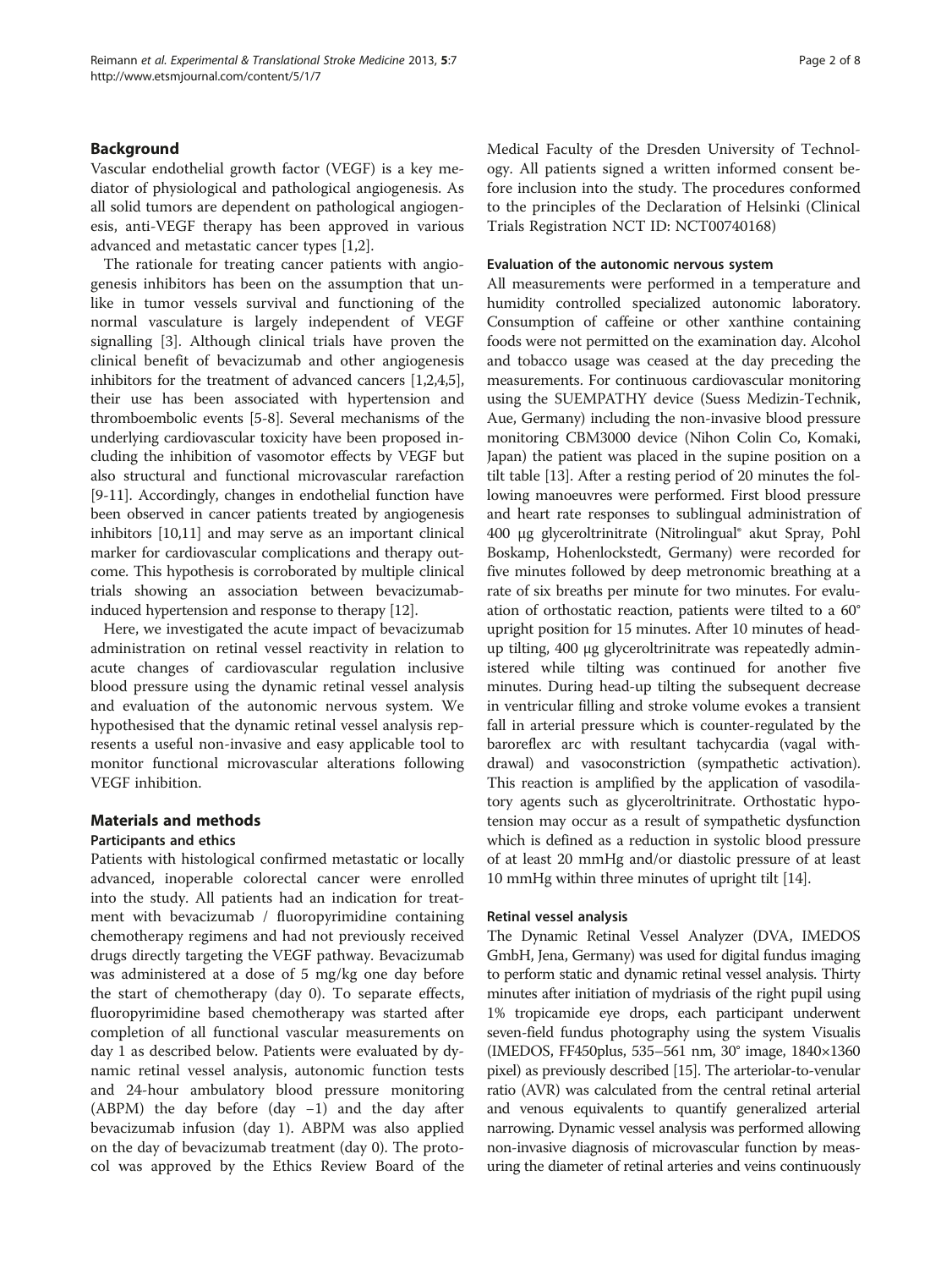## Background

Vascular endothelial growth factor (VEGF) is a key mediator of physiological and pathological angiogenesis. As all solid tumors are dependent on pathological angiogenesis, anti-VEGF therapy has been approved in various advanced and metastatic cancer types [1,2].

The rationale for treating cancer patients with angiogenesis inhibitors has been on the assumption that unlike in tumor vessels survival and functioning of the normal vasculature is largely independent of VEGF signalling [3]. Although clinical trials have proven the clinical benefit of bevacizumab and other angiogenesis inhibitors for the treatment of advanced cancers [1,2,4,5], their use has been associated with hypertension and thromboembolic events [5-8]. Several mechanisms of the underlying cardiovascular toxicity have been proposed including the inhibition of vasomotor effects by VEGF but also structural and functional microvascular rarefaction [9-11]. Accordingly, changes in endothelial function have been observed in cancer patients treated by angiogenesis inhibitors [10,11] and may serve as an important clinical marker for cardiovascular complications and therapy outcome. This hypothesis is corroborated by multiple clinical trials showing an association between bevacizumab-induced hypertension and response to therapy [12].

Here, we investigated the acute impact of bevacizumab administration on retinal vessel reactivity in relation to acute changes of cardiovascular regulation inclusive blood pressure using the dynamic retinal vessel analysis and evaluation of the autonomic nervous system. We hypothesised that the dynamic retinal vessel analysis represents a useful non-invasive and easy applicable tool to monitor functional microvascular alterations following VEGF inhibition.

## Materials and methods

### Participants and ethics

Patients with histological confirmed metastatic or locally advanced, inoperable colorectal cancer were enrolled into the study. All patients had an indication for treatment with bevacizumab / fluoropyrimidine containing chemotherapy regimens and had not previously received drugs directly targeting the VEGF pathway. Bevacizumab was administered at a dose of 5 mg/kg one day before the start of chemotherapy (day 0). To separate effects, fluoropyrimidine based chemotherapy was started after completion of all functional vascular measurements on day 1 as described below. Patients were evaluated by dynamic retinal vessel analysis, autonomic function tests and 24-hour ambulatory blood pressure monitoring (ABPM) the day before (day −1) and the day after bevacizumab infusion (day 1). ABPM was also applied on the day of bevacizumab treatment (day 0). The protocol was approved by the Ethics Review Board of the Medical Faculty of the Dresden University of Technology. All patients signed a written informed consent before inclusion into the study. The procedures conformed to the principles of the Declaration of Helsinki (Clinical Trials Registration NCT ID: NCT00740168)

### Evaluation of the autonomic nervous system

All measurements were performed in a temperature and humidity controlled specialized autonomic laboratory. Consumption of caffeine or other xanthine containing foods were not permitted on the examination day. Alcohol and tobacco usage was ceased at the day preceding the measurements. For continuous cardiovascular monitoring using the SUEMPATHY device (Suess Medizin-Technik, Aue, Germany) including the non-invasive blood pressure monitoring CBM3000 device (Nihon Colin Co, Komaki, Japan) the patient was placed in the supine position on a tilt table [13]. After a resting period of 20 minutes the following manoeuvres were performed. First blood pressure and heart rate responses to sublingual administration of 400 μg glyceroltrinitrate (Nitrolingual® akut Spray, Pohl Boskamp, Hohenlockstedt, Germany) were recorded for five minutes followed by deep metronomic breathing at a rate of six breaths per minute for two minutes. For evaluation of orthostatic reaction, patients were tilted to a 60° upright position for 15 minutes. After 10 minutes of head-up tilting, 400 μg glyceroltrinitrate was repeatedly administered while tilting was continued for another five minutes. During head-up tilting the subsequent decrease in ventricular filling and stroke volume evokes a transient fall in arterial pressure which is counter-regulated by the baroreflex arc with resultant tachycardia (vagal withdrawal) and vasoconstriction (sympathetic activation). This reaction is amplified by the application of vasodilatory agents such as glyceroltrinitrate. Orthostatic hypotension may occur as a result of sympathetic dysfunction which is defined as a reduction in systolic blood pressure of at least 20 mmHg and/or diastolic pressure of at least 10 mmHg within three minutes of upright tilt [14].

### Retinal vessel analysis

The Dynamic Retinal Vessel Analyzer (DVA, IMEDOS GmbH, Jena, Germany) was used for digital fundus imaging to perform static and dynamic retinal vessel analysis. Thirty minutes after initiation of mydriasis of the right pupil using 1% tropicamide eye drops, each participant underwent seven-field fundus photography using the system Visualis (IMEDOS, FF450plus, 535–561 nm, 30° image, 1840×1360 pixel) as previously described [15]. The arteriolar-to-venular ratio (AVR) was calculated from the central retinal arterial and venous equivalents to quantify generalized arterial narrowing. Dynamic vessel analysis was performed allowing non-invasive diagnosis of microvascular function by measuring the diameter of retinal arteries and veins continuously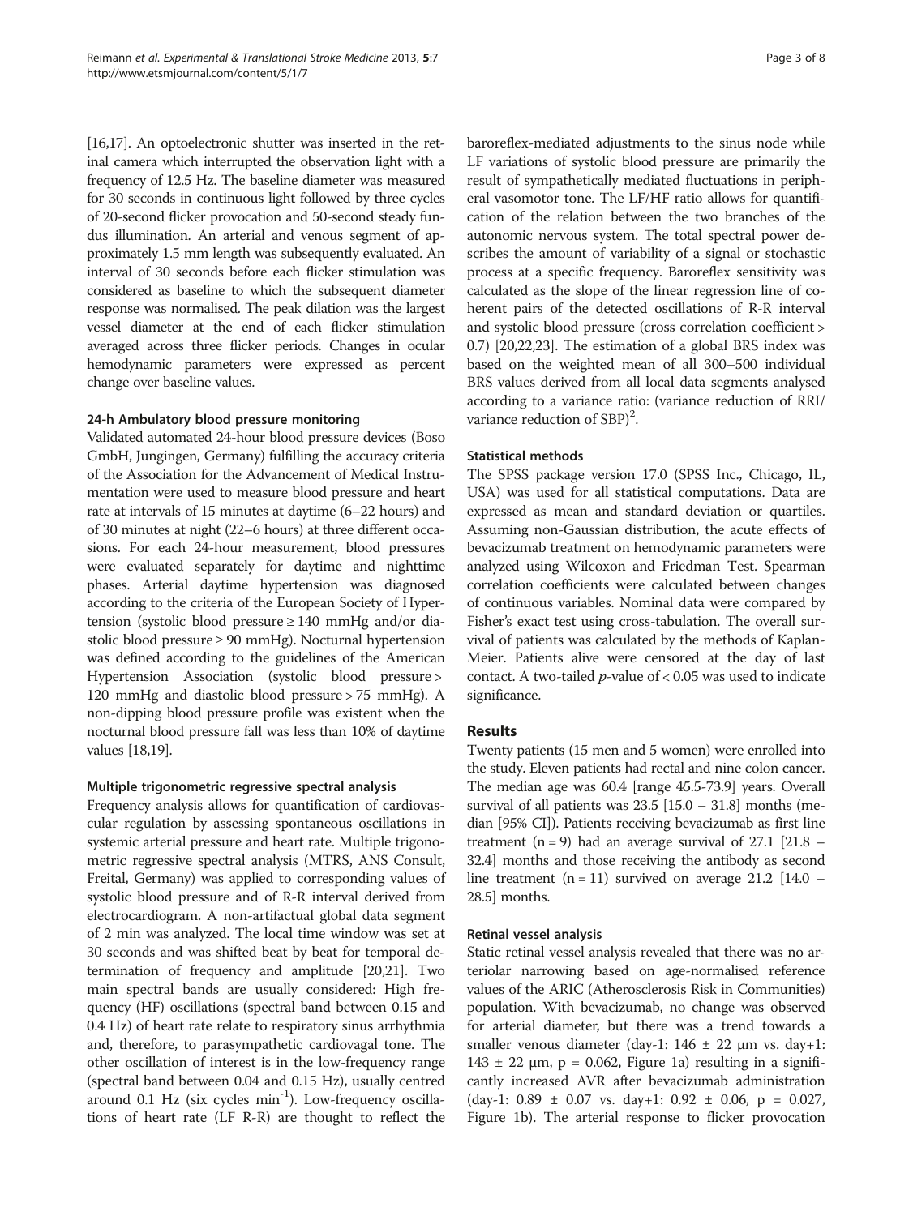[16,17]. An optoelectronic shutter was inserted in the retinal camera which interrupted the observation light with a frequency of 12.5 Hz. The baseline diameter was measured for 30 seconds in continuous light followed by three cycles of 20-second flicker provocation and 50-second steady fundus illumination. An arterial and venous segment of approximately 1.5 mm length was subsequently evaluated. An interval of 30 seconds before each flicker stimulation was considered as baseline to which the subsequent diameter response was normalised. The peak dilation was the largest vessel diameter at the end of each flicker stimulation averaged across three flicker periods. Changes in ocular hemodynamic parameters were expressed as percent change over baseline values.

#### 24-h Ambulatory blood pressure monitoring

Validated automated 24-hour blood pressure devices (Boso GmbH, Jungingen, Germany) fulfilling the accuracy criteria of the Association for the Advancement of Medical Instrumentation were used to measure blood pressure and heart rate at intervals of 15 minutes at daytime (6–22 hours) and of 30 minutes at night (22–6 hours) at three different occasions. For each 24-hour measurement, blood pressures were evaluated separately for daytime and nighttime phases. Arterial daytime hypertension was diagnosed according to the criteria of the European Society of Hypertension (systolic blood pressure ≥ 140 mmHg and/or diastolic blood pressure ≥ 90 mmHg). Nocturnal hypertension was defined according to the guidelines of the American Hypertension Association (systolic blood pressure > 120 mmHg and diastolic blood pressure > 75 mmHg). A non-dipping blood pressure profile was existent when the nocturnal blood pressure fall was less than 10% of daytime values [18,19].

#### Multiple trigonometric regressive spectral analysis

Frequency analysis allows for quantification of cardiovascular regulation by assessing spontaneous oscillations in systemic arterial pressure and heart rate. Multiple trigonometric regressive spectral analysis (MTRS, ANS Consult, Freital, Germany) was applied to corresponding values of systolic blood pressure and of R-R interval derived from electrocardiogram. A non-artifactual global data segment of 2 min was analyzed. The local time window was set at 30 seconds and was shifted beat by beat for temporal determination of frequency and amplitude [20,21]. Two main spectral bands are usually considered: High frequency (HF) oscillations (spectral band between 0.15 and 0.4 Hz) of heart rate relate to respiratory sinus arrhythmia and, therefore, to parasympathetic cardiovagal tone. The other oscillation of interest is in the low-frequency range (spectral band between 0.04 and 0.15 Hz), usually centred around 0.1 Hz (six cycles $min^{-1}$). Low-frequency oscillations of heart rate (LF R-R) are thought to reflect the baroreflex-mediated adjustments to the sinus node while LF variations of systolic blood pressure are primarily the result of sympathetically mediated fluctuations in peripheral vasomotor tone. The LF/HF ratio allows for quantification of the relation between the two branches of the autonomic nervous system. The total spectral power describes the amount of variability of a signal or stochastic process at a specific frequency. Baroreflex sensitivity was calculated as the slope of the linear regression line of coherent pairs of the detected oscillations of R-R interval and systolic blood pressure (cross correlation coefficient > 0.7) [20,22,23]. The estimation of a global BRS index was based on the weighted mean of all 300–500 individual BRS values derived from all local data segments analysed according to a variance ratio: $(\text{variance reduction of RRI}/\text{variance reduction of SBP})^2$.

#### Statistical methods

The SPSS package version 17.0 (SPSS Inc., Chicago, IL, USA) was used for all statistical computations. Data are expressed as mean and standard deviation or quartiles. Assuming non-Gaussian distribution, the acute effects of bevacizumab treatment on hemodynamic parameters were analyzed using Wilcoxon and Friedman Test. Spearman correlation coefficients were calculated between changes of continuous variables. Nominal data were compared by Fisher's exact test using cross-tabulation. The overall survival of patients was calculated by the methods of Kaplan-Meier. Patients alive were censored at the day of last contact. A two-tailed *p*-value of < 0.05 was used to indicate significance.

## Results

Twenty patients (15 men and 5 women) were enrolled into the study. Eleven patients had rectal and nine colon cancer. The median age was 60.4 [range 45.5-73.9] years. Overall survival of all patients was 23.5 [15.0 – 31.8] months (median [95% CI]). Patients receiving bevacizumab as first line treatment (n = 9) had an average survival of 27.1 [21.8 – 32.4] months and those receiving the antibody as second line treatment (n = 11) survived on average 21.2 [14.0 – 28.5] months.

#### Retinal vessel analysis

Static retinal vessel analysis revealed that there was no arteriolar narrowing based on age-normalised reference values of the ARIC (Atherosclerosis Risk in Communities) population. With bevacizumab, no change was observed for arterial diameter, but there was a trend towards a smaller venous diameter (day-1: 146 ± 22 μm vs. day+1: 143 ± 22 μm, p = 0.062, Figure 1a) resulting in a significantly increased AVR after bevacizumab administration (day-1: 0.89 ± 0.07 vs. day+1: 0.92 ± 0.06, p = 0.027, Figure 1b). The arterial response to flicker provocation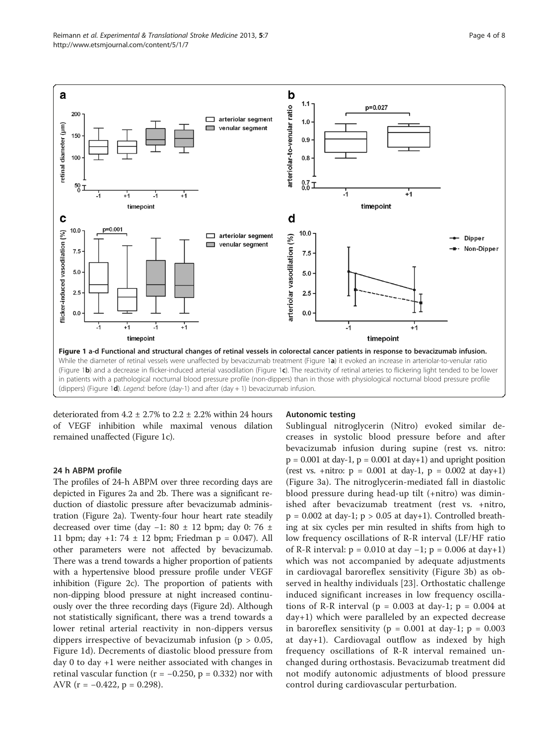**Figure 1 a-d Functional and structural changes of retinal vessels in colorectal cancer patients in response to bevacizumab infusion.** While the diameter of retinal vessels were unaffected by bevacizumab treatment (Figure 1**a**) it evoked an increase in arteriolar-to-venular ratio (Figure 1**b**) and a decrease in flicker-induced arterial vasodilation (Figure 1**c**). The reactivity of retinal arteries to flickering light tended to be lower in patients with a pathological nocturnal blood pressure profile (non-dippers) than in those with physiological nocturnal blood pressure profile (dippers) (Figure 1**d**). *Legend:* before (day-1) and after (day + 1) bevacizumab infusion.

deteriorated from 4.2 ± 2.7% to 2.2 ± 2.2% within 24 hours of VEGF inhibition while maximal venous dilation remained unaffected (Figure 1c).

### 24 h ABPM profile

The profiles of 24-h ABPM over three recording days are depicted in Figures 2a and 2b. There was a significant reduction of diastolic pressure after bevacizumab administration (Figure 2a). Twenty-four hour heart rate steadily decreased over time (day −1: 80 ± 12 bpm; day 0: 76 ± 11 bpm; day +1: 74 ± 12 bpm; Friedman p = 0.047). All other parameters were not affected by bevacizumab. There was a trend towards a higher proportion of patients with a hypertensive blood pressure profile under VEGF inhibition (Figure 2c). The proportion of patients with non-dipping blood pressure at night increased continuously over the three recording days (Figure 2d). Although not statistically significant, there was a trend towards a lower retinal arterial reactivity in non-dippers versus dippers irrespective of bevacizumab infusion (p > 0.05, Figure 1d). Decrements of diastolic blood pressure from day 0 to day +1 were neither associated with changes in retinal vascular function (r = −0.250, p = 0.332) nor with AVR (r = −0.422, p = 0.298).

### Autonomic testing

Sublingual nitroglycerin (Nitro) evoked similar decreases in systolic blood pressure before and after bevacizumab infusion during supine (rest vs. nitro: p = 0.001 at day-1, p = 0.001 at day+1) and upright position (rest vs. +nitro: p = 0.001 at day-1, p = 0.002 at day+1) (Figure 3a). The nitroglycerin-mediated fall in diastolic blood pressure during head-up tilt (+nitro) was diminished after bevacizumab treatment (rest vs. +nitro, p = 0.002 at day-1; p > 0.05 at day+1). Controlled breathing at six cycles per min resulted in shifts from high to low frequency oscillations of R-R interval (LF/HF ratio of R-R interval: p = 0.010 at day −1; p = 0.006 at day+1) which was not accompanied by adequate adjustments in cardiovagal baroreflex sensitivity (Figure 3b) as observed in healthy individuals [23]. Orthostatic challenge induced significant increases in low frequency oscillations of R-R interval (p = 0.003 at day-1; p = 0.004 at day+1) which were paralleled by an expected decrease in baroreflex sensitivity (p = 0.001 at day-1; p = 0.003 at day+1). Cardiovagal outflow as indexed by high frequency oscillations of R-R interval remained unchanged during orthostasis. Bevacizumab treatment did not modify autonomic adjustments of blood pressure control during cardiovascular perturbation.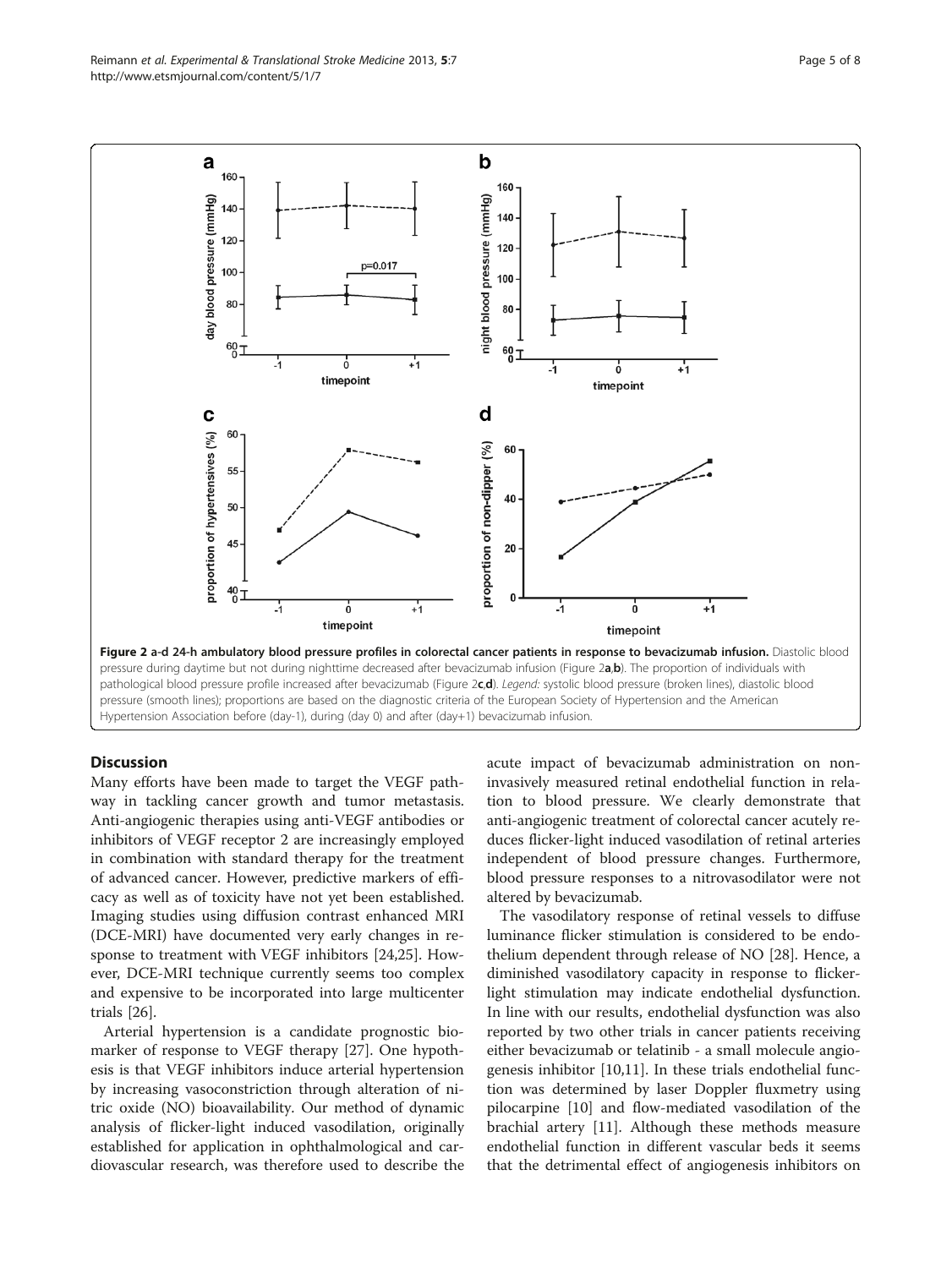**Figure 2 a-d 24-h ambulatory blood pressure profiles in colorectal cancer patients in response to bevacizumab infusion.** Diastolic blood pressure during daytime but not during nighttime decreased after bevacizumab infusion (Figure 2**a**,**b**). The proportion of individuals with pathological blood pressure profile increased after bevacizumab (Figure 2**c**,**d**). *Legend:* systolic blood pressure (broken lines), diastolic blood pressure (smooth lines); proportions are based on the diagnostic criteria of the European Society of Hypertension and the American Hypertension Association before (day-1), during (day 0) and after (day+1) bevacizumab infusion.

## Discussion

Many efforts have been made to target the VEGF pathway in tackling cancer growth and tumor metastasis. Anti-angiogenic therapies using anti-VEGF antibodies or inhibitors of VEGF receptor 2 are increasingly employed in combination with standard therapy for the treatment of advanced cancer. However, predictive markers of efficacy as well as of toxicity have not yet been established. Imaging studies using diffusion contrast enhanced MRI (DCE-MRI) have documented very early changes in response to treatment with VEGF inhibitors [24,25]. However, DCE-MRI technique currently seems too complex and expensive to be incorporated into large multicenter trials [26].

Arterial hypertension is a candidate prognostic biomarker of response to VEGF therapy [27]. One hypothesis is that VEGF inhibitors induce arterial hypertension by increasing vasoconstriction through alteration of nitric oxide (NO) bioavailability. Our method of dynamic analysis of flicker-light induced vasodilation, originally established for application in ophthalmological and cardiovascular research, was therefore used to describe the acute impact of bevacizumab administration on non-invasively measured retinal endothelial function in relation to blood pressure. We clearly demonstrate that anti-angiogenic treatment of colorectal cancer acutely reduces flicker-light induced vasodilation of retinal arteries independent of blood pressure changes. Furthermore, blood pressure responses to a nitrovasodilator were not altered by bevacizumab.

The vasodilatory response of retinal vessels to diffuse luminance flicker stimulation is considered to be endothelium dependent through release of NO [28]. Hence, a diminished vasodilatory capacity in response to flicker-light stimulation may indicate endothelial dysfunction. In line with our results, endothelial dysfunction was also reported by two other trials in cancer patients receiving either bevacizumab or telatinib - a small molecule angiogenesis inhibitor [10,11]. In these trials endothelial function was determined by laser Doppler fluxmetry using pilocarpine [10] and flow-mediated vasodilation of the brachial artery [11]. Although these methods measure endothelial function in different vascular beds it seems that the detrimental effect of angiogenesis inhibitors on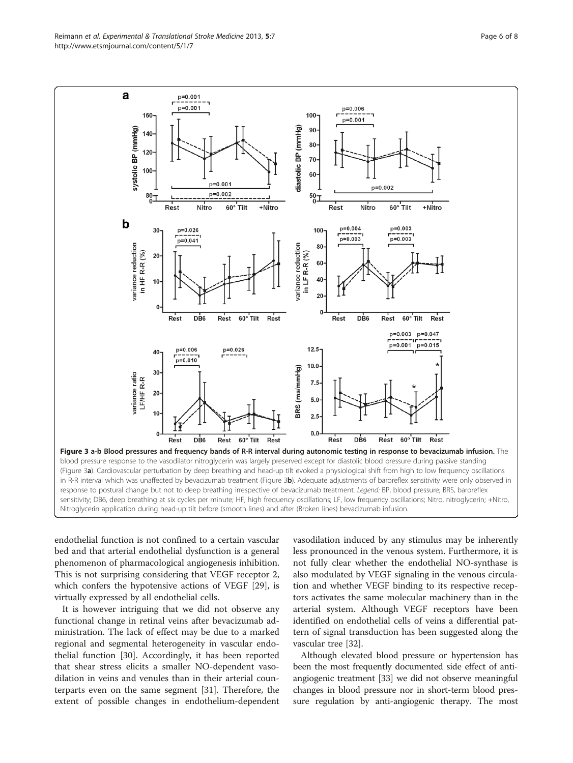**Figure 3 a-b Blood pressures and frequency bands of R-R interval during autonomic testing in response to bevacizumab infusion.** The blood pressure response to the vasodilator nitroglycerin was largely preserved except for diastolic blood pressure during passive standing (Figure 3**a**). Cardiovascular perturbation by deep breathing and head-up tilt evoked a physiological shift from high to low frequency oscillations in R-R interval which was unaffected by bevacizumab treatment (Figure 3**b**). Adequate adjustments of baroreflex sensitivity were only observed in response to postural change but not to deep breathing irrespective of bevacizumab treatment. *Legend:* BP, blood pressure; BRS, baroreflex sensitivity; DB6, deep breathing at six cycles per minute; HF, high frequency oscillations; LF, low frequency oscillations; Nitro, nitroglycerin; +Nitro, Nitroglycerin application during head-up tilt before (smooth lines) and after (Broken lines) bevacizumab infusion.

endothelial function is not confined to a certain vascular bed and that arterial endothelial dysfunction is a general phenomenon of pharmacological angiogenesis inhibition. This is not surprising considering that VEGF receptor 2, which confers the hypotensive actions of VEGF [29], is virtually expressed by all endothelial cells.

It is however intriguing that we did not observe any functional change in retinal veins after bevacizumab administration. The lack of effect may be due to a marked regional and segmental heterogeneity in vascular endothelial function [30]. Accordingly, it has been reported that shear stress elicits a smaller NO-dependent vasodilation in veins and venules than in their arterial counterparts even on the same segment [31]. Therefore, the extent of possible changes in endothelium-dependent vasodilation induced by any stimulus may be inherently less pronounced in the venous system. Furthermore, it is not fully clear whether the endothelial NO-synthase is also modulated by VEGF signaling in the venous circulation and whether VEGF binding to its respective receptors activates the same molecular machinery than in the arterial system. Although VEGF receptors have been identified on endothelial cells of veins a differential pattern of signal transduction has been suggested along the vascular tree [32].

Although elevated blood pressure or hypertension has been the most frequently documented side effect of anti-angiogenic treatment [33] we did not observe meaningful changes in blood pressure nor in short-term blood pressure regulation by anti-angiogenic therapy. The most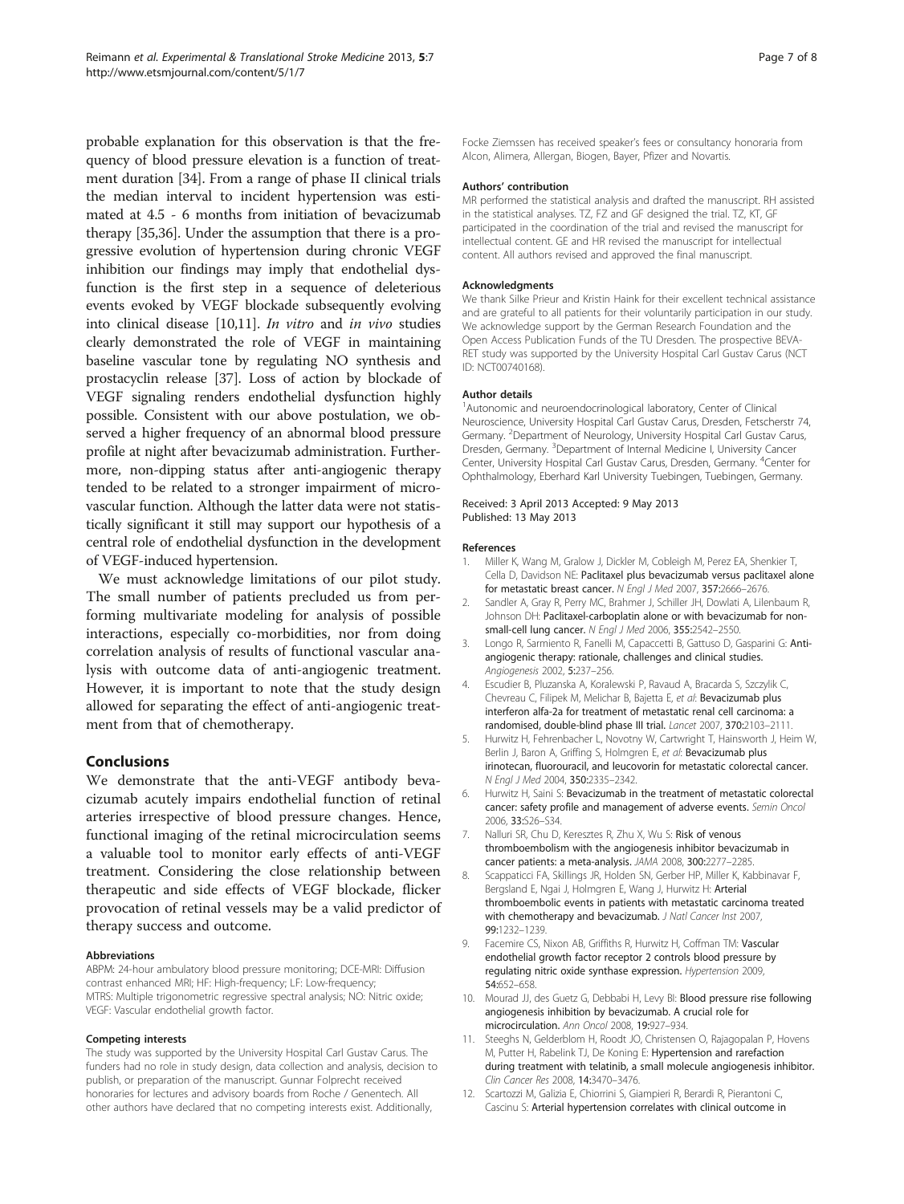probable explanation for this observation is that the frequency of blood pressure elevation is a function of treatment duration [34]. From a range of phase II clinical trials the median interval to incident hypertension was estimated at 4.5 - 6 months from initiation of bevacizumab therapy [35,36]. Under the assumption that there is a progressive evolution of hypertension during chronic VEGF inhibition our findings may imply that endothelial dysfunction is the first step in a sequence of deleterious events evoked by VEGF blockade subsequently evolving into clinical disease [10,11]. *In vitro* and *in vivo* studies clearly demonstrated the role of VEGF in maintaining baseline vascular tone by regulating NO synthesis and prostacyclin release [37]. Loss of action by blockade of VEGF signaling renders endothelial dysfunction highly possible. Consistent with our above postulation, we observed a higher frequency of an abnormal blood pressure profile at night after bevacizumab administration. Furthermore, non-dipping status after anti-angiogenic therapy tended to be related to a stronger impairment of microvascular function. Although the latter data were not statistically significant it still may support our hypothesis of a central role of endothelial dysfunction in the development of VEGF-induced hypertension.

We must acknowledge limitations of our pilot study. The small number of patients precluded us from performing multivariate modeling for analysis of possible interactions, especially co-morbidities, nor from doing correlation analysis of results of functional vascular analysis with outcome data of anti-angiogenic treatment. However, it is important to note that the study design allowed for separating the effect of anti-angiogenic treatment from that of chemotherapy.

## Conclusions

We demonstrate that the anti-VEGF antibody bevacizumab acutely impairs endothelial function of retinal arteries irrespective of blood pressure changes. Hence, functional imaging of the retinal microcirculation seems a valuable tool to monitor early effects of anti-VEGF treatment. Considering the close relationship between therapeutic and side effects of VEGF blockade, flicker provocation of retinal vessels may be a valid predictor of therapy success and outcome.

#### Abbreviations

ABPM: 24-hour ambulatory blood pressure monitoring; DCE-MRI: Diffusion contrast enhanced MRI; HF: High-frequency; LF: Low-frequency; MTRS: Multiple trigonometric regressive spectral analysis; NO: Nitric oxide; VEGF: Vascular endothelial growth factor.

#### Competing interests

The study was supported by the University Hospital Carl Gustav Carus. The funders had no role in study design, data collection and analysis, decision to publish, or preparation of the manuscript. Gunnar Folprecht received honoraries for lectures and advisory boards from Roche / Genentech. All other authors have declared that no competing interests exist. Additionally, Focke Ziemssen has received speaker's fees or consultancy honoraria from Alcon, Alimera, Allergan, Biogen, Bayer, Pfizer and Novartis.

#### Authors' contribution

MR performed the statistical analysis and drafted the manuscript. RH assisted in the statistical analyses. TZ, FZ and GF designed the trial. TZ, KT, GF participated in the coordination of the trial and revised the manuscript for intellectual content. GE and HR revised the manuscript for intellectual content. All authors revised and approved the final manuscript.

#### Acknowledgments

We thank Silke Prieur and Kristin Haink for their excellent technical assistance and are grateful to all patients for their voluntarily participation in our study. We acknowledge support by the German Research Foundation and the Open Access Publication Funds of the TU Dresden. The prospective BEVA-RET study was supported by the University Hospital Carl Gustav Carus (NCT ID: NCT00740168).

#### Author details

[1]Autonomic and neuroendocrinological laboratory, Center of Clinical Neuroscience, University Hospital Carl Gustav Carus, Dresden, Fetscherstr 74, Germany. [2]Department of Neurology, University Hospital Carl Gustav Carus, Dresden, Germany. [3]Department of Internal Medicine I, University Cancer Center, University Hospital Carl Gustav Carus, Dresden, Germany. [4]Center for Ophthalmology, Eberhard Karl University Tuebingen, Tuebingen, Germany.

Received: 3 April 2013 Accepted: 9 May 2013
Published: 13 May 2013

#### References

1. Miller K, Wang M, Gralow J, Dickler M, Cobleigh M, Perez EA, Shenkier T, Cella D, Davidson NE: **Paclitaxel plus bevacizumab versus paclitaxel alone for metastatic breast cancer.** *N Engl J Med* 2007, **357:**2666–2676.
2. Sandler A, Gray R, Perry MC, Brahmer J, Schiller JH, Dowlati A, Lilenbaum R, Johnson DH: **Paclitaxel-carboplatin alone or with bevacizumab for non-small-cell lung cancer.** *N Engl J Med* 2006, **355:**2542–2550.
3. Longo R, Sarmiento R, Fanelli M, Capaccetti B, Gattuso D, Gasparini G: **Anti-angiogenic therapy: rationale, challenges and clinical studies.** *Angiogenesis* 2002, **5:**237–256.
4. Escudier B, Pluzanska A, Koralewski P, Ravaud A, Bracarda S, Szczylik C, Chevreau C, Filipek M, Melichar B, Bajetta E, *et al*: **Bevacizumab plus interferon alfa-2a for treatment of metastatic renal cell carcinoma: a randomised, double-blind phase III trial.** *Lancet* 2007, **370:**2103–2111.
5. Hurwitz H, Fehrenbacher L, Novotny W, Cartwright T, Hainsworth J, Heim W, Berlin J, Baron A, Griffing S, Holmgren E, *et al*: **Bevacizumab plus irinotecan, fluorouracil, and leucovorin for metastatic colorectal cancer.** *N Engl J Med* 2004, **350:**2335–2342.
6. Hurwitz H, Saini S: **Bevacizumab in the treatment of metastatic colorectal cancer: safety profile and management of adverse events.** *Semin Oncol* 2006, **33:**S26–S34.
7. Nalluri SR, Chu D, Keresztes R, Zhu X, Wu S: **Risk of venous thromboembolism with the angiogenesis inhibitor bevacizumab in cancer patients: a meta-analysis.** *JAMA* 2008, **300:**2277–2285.
8. Scappaticci FA, Skillings JR, Holden SN, Gerber HP, Miller K, Kabbinavar F, Bergsland E, Ngai J, Holmgren E, Wang J, Hurwitz H: **Arterial thromboembolic events in patients with metastatic carcinoma treated with chemotherapy and bevacizumab.** *J Natl Cancer Inst* 2007, **99:**1232–1239.
9. Facemire CS, Nixon AB, Griffiths R, Hurwitz H, Coffman TM: **Vascular endothelial growth factor receptor 2 controls blood pressure by regulating nitric oxide synthase expression.** *Hypertension* 2009, **54:**652–658.
10. Mourad JJ, des Guetz G, Debbabi H, Levy BI: **Blood pressure rise following angiogenesis inhibition by bevacizumab. A crucial role for microcirculation.** *Ann Oncol* 2008, **19:**927–934.
11. Steeghs N, Gelderblom H, Roodt JO, Christensen O, Rajagopalan P, Hovens M, Putter H, Rabelink TJ, De Koning E: **Hypertension and rarefaction during treatment with telatinib, a small molecule angiogenesis inhibitor.** *Clin Cancer Res* 2008, **14:**3470–3476.
12. Scartozzi M, Galizia E, Chiorrini S, Giampieri R, Berardi R, Pierantoni C, Cascinu S: **Arterial hypertension correlates with clinical outcome in**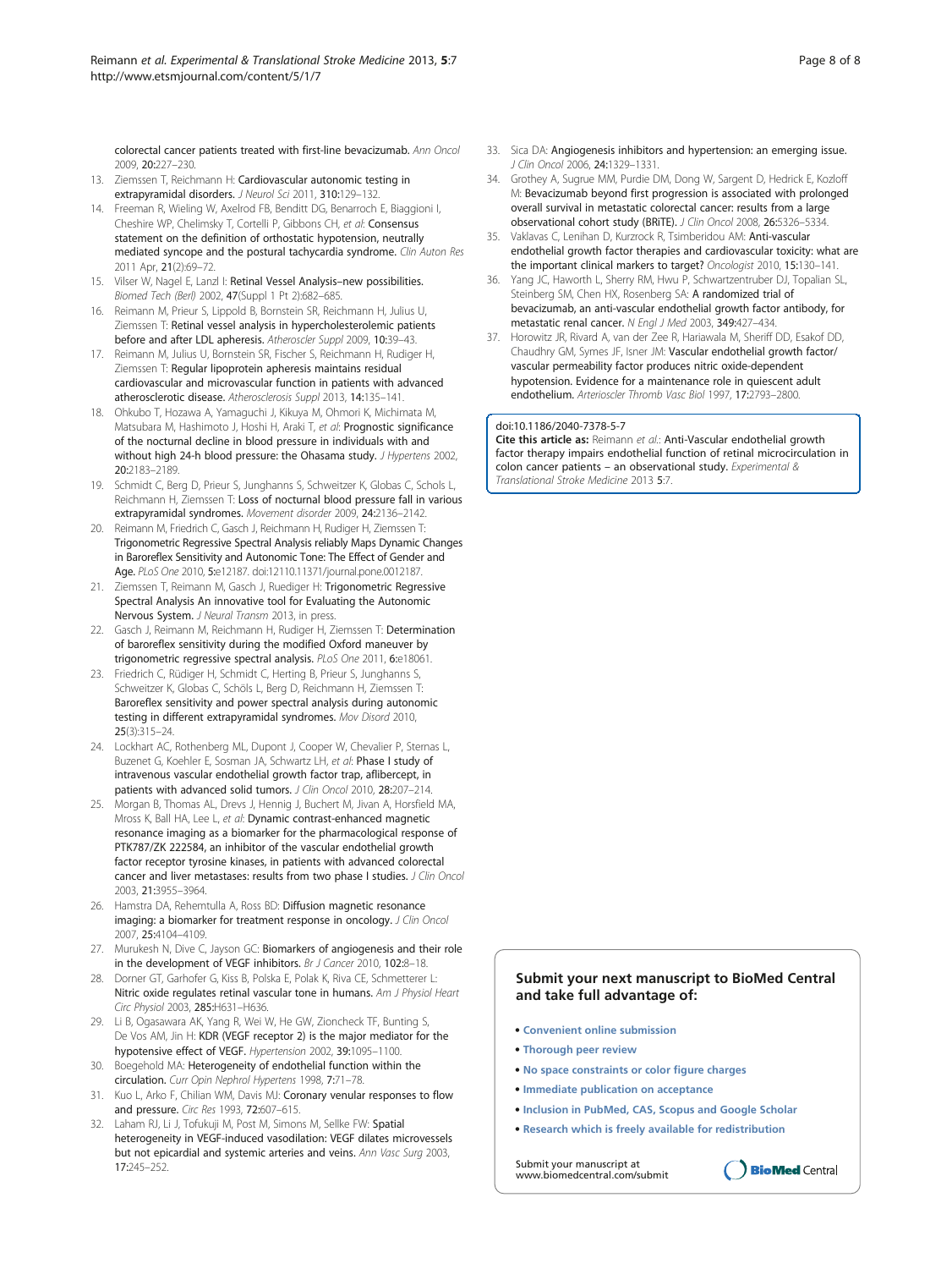colorectal cancer patients treated with first-line bevacizumab. *Ann Oncol* 2009, **20**:227–230.

13. Ziemssen T, Reichmann H: **Cardiovascular autonomic testing in extrapyramidal disorders.** *J Neurol Sci* 2011, **310**:129–132.
14. Freeman R, Wieling W, Axelrod FB, Benditt DG, Benarroch E, Biaggioni I, Cheshire WP, Chelimsky T, Cortelli P, Gibbons CH, *et al*: **Consensus statement on the definition of orthostatic hypotension, neutrally mediated syncope and the postural tachycardia syndrome.** *Clin Auton Res* 2011 Apr, **21**(2):69–72.
15. Vilser W, Nagel E, Lanzl I: **Retinal Vessel Analysis–new possibilities.** *Biomed Tech (Berl)* 2002, **47**(Suppl 1 Pt 2):682–685.
16. Reimann M, Prieur S, Lippold B, Bornstein SR, Reichmann H, Julius U, Ziemssen T: **Retinal vessel analysis in hypercholesterolemic patients before and after LDL apheresis.** *Atheroscler Suppl* 2009, **10**:39–43.
17. Reimann M, Julius U, Bornstein SR, Fischer S, Reichmann H, Rudiger H, Ziemssen T: **Regular lipoprotein apheresis maintains residual cardiovascular and microvascular function in patients with advanced atherosclerotic disease.** *Atherosclerosis Suppl* 2013, **14**:135–141.
18. Ohkubo T, Hozawa A, Yamaguchi J, Kikuya M, Ohmori K, Michimata M, Matsubara M, Hashimoto J, Hoshi H, Araki T, *et al*: **Prognostic significance of the nocturnal decline in blood pressure in individuals with and without high 24-h blood pressure: the Ohasama study.** *J Hypertens* 2002, **20**:2183–2189.
19. Schmidt C, Berg D, Prieur S, Junghanns S, Schweitzer K, Globas C, Schols L, Reichmann H, Ziemssen T: **Loss of nocturnal blood pressure fall in various extrapyramidal syndromes.** *Movement disorder* 2009, **24**:2136–2142.
20. Reimann M, Friedrich C, Gasch J, Reichmann H, Rudiger H, Ziemssen T: **Trigonometric Regressive Spectral Analysis reliably Maps Dynamic Changes in Baroreflex Sensitivity and Autonomic Tone: The Effect of Gender and Age.** *PLoS One* 2010, **5**:e12187. doi:12110.11371/journal.pone.0012187.
21. Ziemssen T, Reimann M, Gasch J, Ruediger H: **Trigonometric Regressive Spectral Analysis An innovative tool for Evaluating the Autonomic Nervous System.** *J Neural Transm* 2013, in press.
22. Gasch J, Reimann M, Reichmann H, Rudiger H, Ziemssen T: **Determination of baroreflex sensitivity during the modified Oxford maneuver by trigonometric regressive spectral analysis.** *PLoS One* 2011, **6**:e18061.
23. Friedrich C, Rüdiger H, Schmidt C, Herting B, Prieur S, Junghanns S, Schweitzer K, Globas C, Schöls L, Berg D, Reichmann H, Ziemssen T: **Baroreflex sensitivity and power spectral analysis during autonomic testing in different extrapyramidal syndromes.** *Mov Disord* 2010, **25**(3):315–24.
24. Lockhart AC, Rothenberg ML, Dupont J, Cooper W, Chevalier P, Sternas L, Buzenet G, Koehler E, Sosman JA, Schwartz LH, *et al*: **Phase I study of intravenous vascular endothelial growth factor trap, aflibercept, in patients with advanced solid tumors.** *J Clin Oncol* 2010, **28**:207–214.
25. Morgan B, Thomas AL, Drevs J, Hennig J, Buchert M, Jivan A, Horsfield MA, Mross K, Ball HA, Lee L, *et al*: **Dynamic contrast-enhanced magnetic resonance imaging as a biomarker for the pharmacological response of PTK787/ZK 222584, an inhibitor of the vascular endothelial growth factor receptor tyrosine kinases, in patients with advanced colorectal cancer and liver metastases: results from two phase I studies.** *J Clin Oncol* 2003, **21**:3955–3964.
26. Hamstra DA, Rehemtulla A, Ross BD: **Diffusion magnetic resonance imaging: a biomarker for treatment response in oncology.** *J Clin Oncol* 2007, **25**:4104–4109.
27. Murukesh N, Dive C, Jayson GC: **Biomarkers of angiogenesis and their role in the development of VEGF inhibitors.** *Br J Cancer* 2010, **102**:8–18.
28. Dorner GT, Garhofer G, Kiss B, Polska E, Polak K, Riva CE, Schmetterer L: **Nitric oxide regulates retinal vascular tone in humans.** *Am J Physiol Heart Circ Physiol* 2003, **285**:H631–H636.
29. Li B, Ogasawara AK, Yang R, Wei W, He GW, Zioncheck TF, Bunting S, De Vos AM, Jin H: **KDR (VEGF receptor 2) is the major mediator for the hypotensive effect of VEGF.** *Hypertension* 2002, **39**:1095–1100.
30. Boegehold MA: **Heterogeneity of endothelial function within the circulation.** *Curr Opin Nephrol Hypertens* 1998, **7**:71–78.
31. Kuo L, Arko F, Chilian WM, Davis MJ: **Coronary venular responses to flow and pressure.** *Circ Res* 1993, **72**:607–615.
32. Laham RJ, Li J, Tofukuji M, Post M, Simons M, Sellke FW: **Spatial heterogeneity in VEGF-induced vasodilation: VEGF dilates microvessels but not epicardial and systemic arteries and veins.** *Ann Vasc Surg* 2003, **17**:245–252.
33. Sica DA: **Angiogenesis inhibitors and hypertension: an emerging issue.** *J Clin Oncol* 2006, **24**:1329–1331.
34. Grothey A, Sugrue MM, Purdie DM, Dong W, Sargent D, Hedrick E, Kozloff M: **Bevacizumab beyond first progression is associated with prolonged overall survival in metastatic colorectal cancer: results from a large observational cohort study (BRiTE).** *J Clin Oncol* 2008, **26**:5326–5334.
35. Vaklavas C, Lenihan D, Kurzrock R, Tsimberidou AM: **Anti-vascular endothelial growth factor therapies and cardiovascular toxicity: what are the important clinical markers to target?** *Oncologist* 2010, **15**:130–141.
36. Yang JC, Haworth L, Sherry RM, Hwu P, Schwartzentruber DJ, Topalian SL, Steinberg SM, Chen HX, Rosenberg SA: **A randomized trial of bevacizumab, an anti-vascular endothelial growth factor antibody, for metastatic renal cancer.** *N Engl J Med* 2003, **349**:427–434.
37. Horowitz JR, Rivard A, van der Zee R, Hariawala M, Sheriff DD, Esakof DD, Chaudhry GM, Symes JF, Isner JM: **Vascular endothelial growth factor/vascular permeability factor produces nitric oxide-dependent hypotension. Evidence for a maintenance role in quiescent adult endothelium.** *Arterioscler Thromb Vasc Biol* 1997, **17**:2793–2800.

doi:10.1186/2040-7378-5-7

**Cite this article as:** Reimann *et al.*: Anti-Vascular endothelial growth factor therapy impairs endothelial function of retinal microcirculation in colon cancer patients – an observational study. *Experimental & Translational Stroke Medicine* 2013 **5**:7.

**Submit your next manuscript to BioMed Central and take full advantage of:**

- **Convenient online submission**
- **Thorough peer review**
- **No space constraints or color figure charges**
- **Immediate publication on acceptance**
- **Inclusion in PubMed, CAS, Scopus and Google Scholar**
- **Research which is freely available for redistribution**

Submit your manuscript at
www.biomedcentral.com/submit

BioMed Central